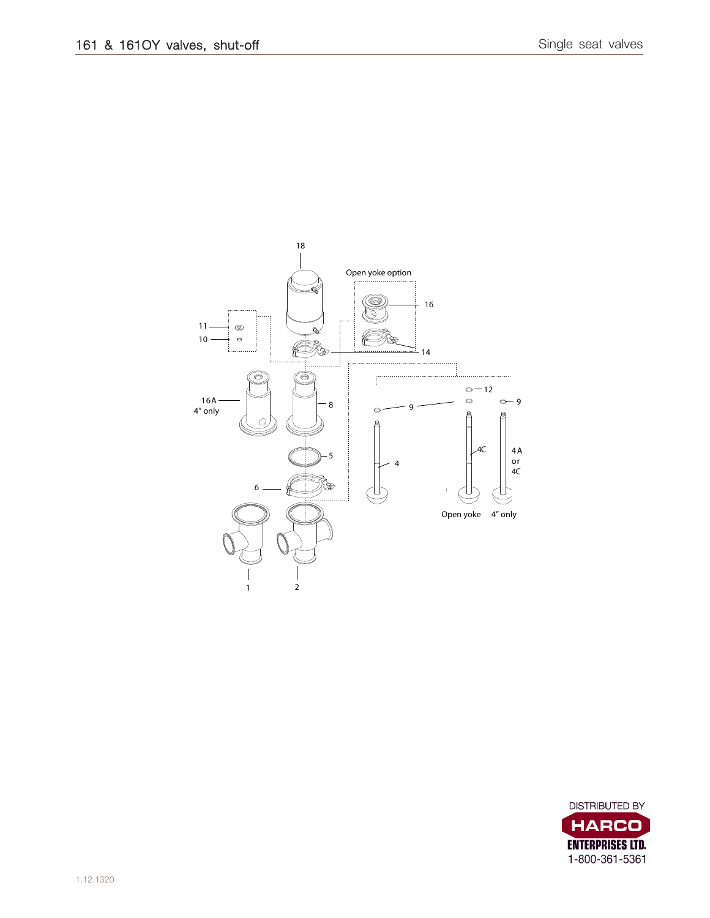# 161 & 161OY valves, shut-off

Single seat valves

18

Open yoke option

16

11

10

14

16A
4" only

8

12

9

9

9

5

4C

4A
or
4C

4

6

Open yoke

4" only

1

2

DISTRIBUTED BY
HARCO
ENTERPRISES LTD.
1-800-361-5361

1.12.1320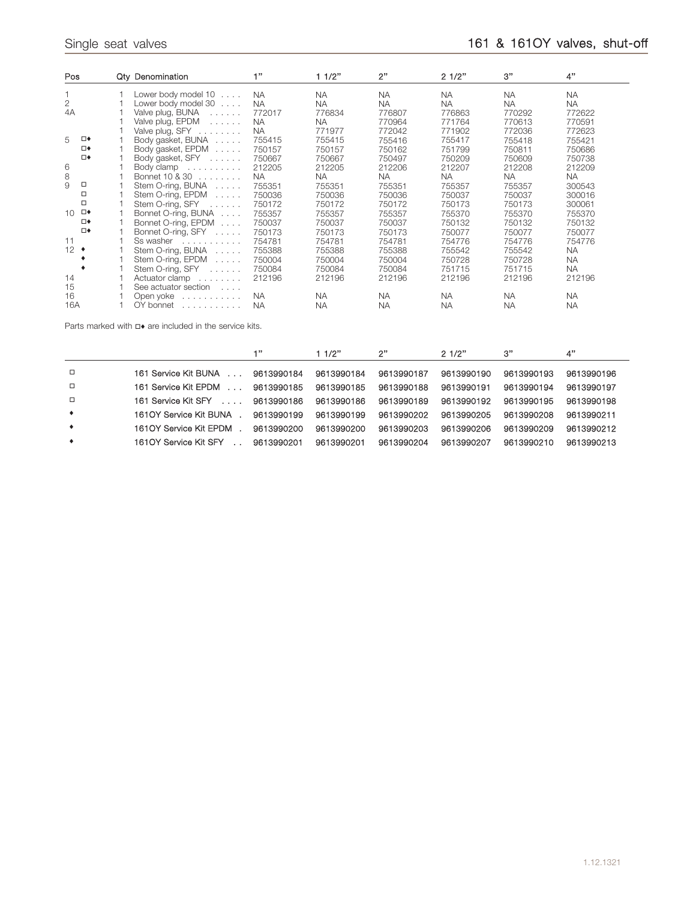Single seat valves

# 161 & 161OY valves, shut-off

| Pos | | Qty | Denomination | 1" | 1 1/2" | 2" | 2 1/2" | 3" | 4" |
|---|---|---|---|---|---|---|---|---|---|
| 1 | | 1 | Lower body model 10 | NA | NA | NA | NA | NA | NA |
| 2 | | 1 | Lower body model 30 | NA | NA | NA | NA | NA | NA |
| 4A | | 1 | Valve plug, BUNA | 772017 | 776834 | 776807 | 776863 | 770292 | 772622 |
| | | 1 | Valve plug, EPDM | NA | NA | 770964 | 771764 | 770613 | 770591 |
| | | 1 | Valve plug, SFY | NA | 771977 | 772042 | 771902 | 772036 | 772623 |
| 5 | □♦ | 1 | Body gasket, BUNA | 755415 | 755415 | 755416 | 755417 | 755418 | 755421 |
| | □♦ | 1 | Body gasket, EPDM | 750157 | 750157 | 750162 | 751799 | 750811 | 750686 |
| | □♦ | 1 | Body gasket, SFY | 750667 | 750667 | 750497 | 750209 | 750609 | 750738 |
| 6 | | 1 | Body clamp | 212205 | 212205 | 212206 | 212207 | 212208 | 212209 |
| 8 | | 1 | Bonnet 10 & 30 | NA | NA | NA | NA | NA | NA |
| 9 | □ | 1 | Stem O-ring, BUNA | 755351 | 755351 | 755351 | 755357 | 755357 | 300543 |
| | □ | 1 | Stem O-ring, EPDM | 750036 | 750036 | 750036 | 750037 | 750037 | 300016 |
| | □ | 1 | Stem O-ring, SFY | 750172 | 750172 | 750172 | 750173 | 750173 | 300061 |
| 10 | □♦ | 1 | Bonnet O-ring, BUNA | 755357 | 755357 | 755357 | 755370 | 755370 | 755370 |
| | □♦ | 1 | Bonnet O-ring, EPDM | 750037 | 750037 | 750037 | 750132 | 750132 | 750132 |
| | □♦ | 1 | Bonnet O-ring, SFY | 750173 | 750173 | 750173 | 750077 | 750077 | 750077 |
| 11 | | 1 | Ss washer | 754781 | 754781 | 754781 | 754776 | 754776 | 754776 |
| 12 | ♦ | 1 | Stem O-ring, BUNA | 755388 | 755388 | 755388 | 755542 | 755542 | NA |
| | ♦ | 1 | Stem O-ring, EPDM | 750004 | 750004 | 750004 | 750728 | 750728 | NA |
| | ♦ | 1 | Stem O-ring, SFY | 750084 | 750084 | 750084 | 751715 | 751715 | NA |
| 14 | | 1 | Actuator clamp | 212196 | 212196 | 212196 | 212196 | 212196 | 212196 |
| 15 | | 1 | See actuator section | | | | | | |
| 16 | | 1 | Open yoke | NA | NA | NA | NA | NA | NA |
| 16A | | 1 | OY bonnet | NA | NA | NA | NA | NA | NA |

Parts marked with □♦ are included in the service kits.

| | | 1" | 1 1/2" | 2" | 2 1/2" | 3" | 4" |
|---|---|---|---|---|---|---|---|
| □ | 161 Service Kit BUNA | 9613990184 | 9613990184 | 9613990187 | 9613990190 | 9613990193 | 9613990196 |
| □ | 161 Service Kit EPDM | 9613990185 | 9613990185 | 9613990188 | 9613990191 | 9613990194 | 9613990197 |
| □ | 161 Service Kit SFY | 9613990186 | 9613990186 | 9613990189 | 9613990192 | 9613990195 | 9613990198 |
| ♦ | 161OY Service Kit BUNA | 9613990199 | 9613990199 | 9613990202 | 9613990205 | 9613990208 | 9613990211 |
| ♦ | 161OY Service Kit EPDM | 9613990200 | 9613990200 | 9613990203 | 9613990206 | 9613990209 | 9613990212 |
| ♦ | 161OY Service Kit SFY | 9613990201 | 9613990201 | 9613990204 | 9613990207 | 9613990210 | 9613990213 |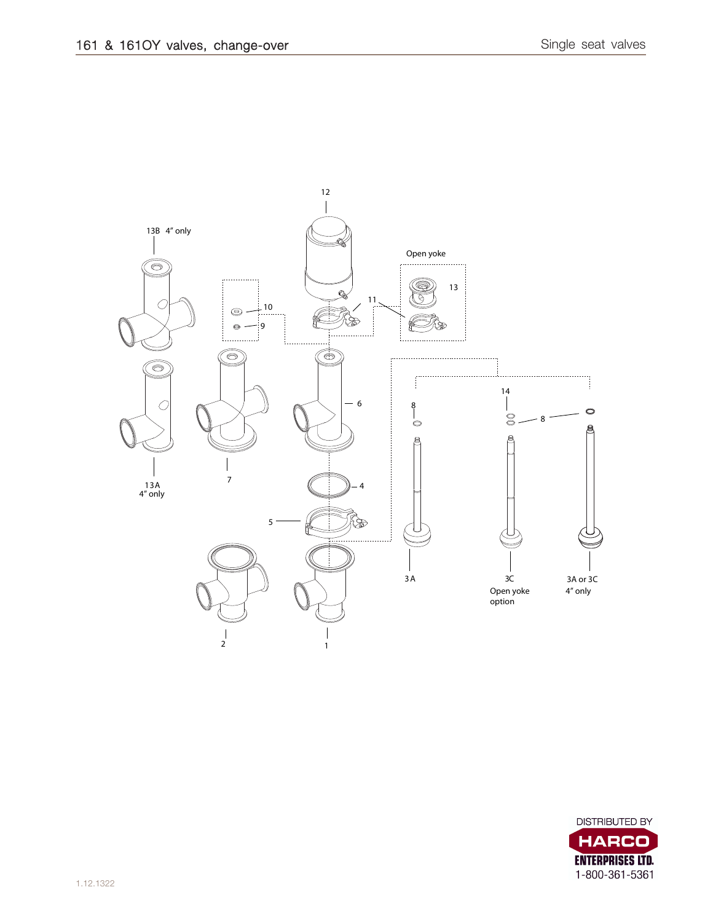12

13B 4" only

Open yoke

13

11

10

9

6

7

13A
4" only

14

8

8

4

5

3A

3C
Open yoke
option

3A or 3C
4" only

2

1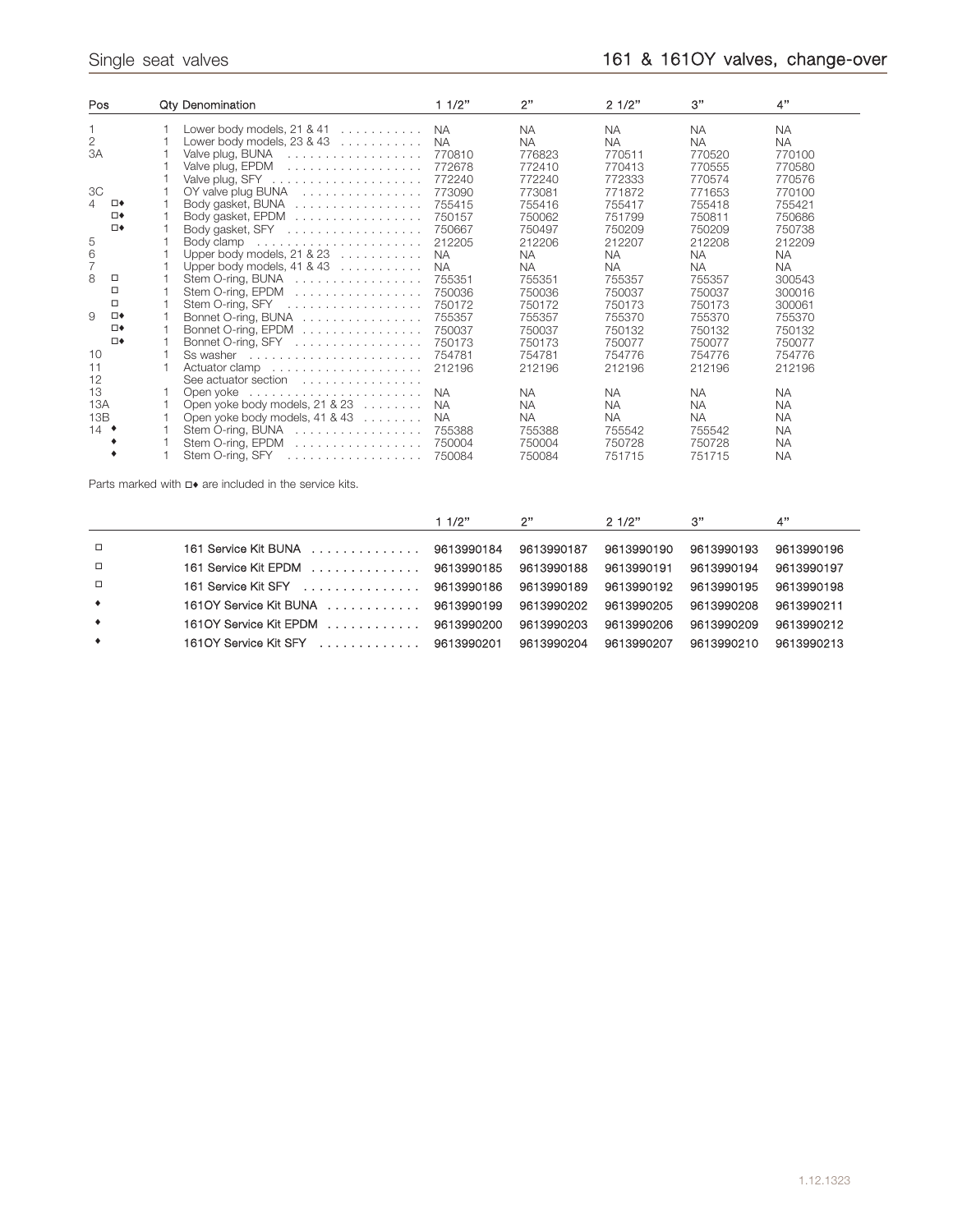## 161 & 161OY valves, change-over

| Pos | | Qty | Denomination | 1 1/2" | 2" | 2 1/2" | 3" | 4" |
|---|---|---|---|---|---|---|---|---|
| 1 | | 1 | Lower body models, 21 & 41 | NA | NA | NA | NA | NA |
| 2 | | 1 | Lower body models, 23 & 43 | NA | NA | NA | NA | NA |
| 3A | | 1 | Valve plug, BUNA | 770810 | 776823 | 770511 | 770520 | 770100 |
| | | 1 | Valve plug, EPDM | 772678 | 772410 | 770413 | 770555 | 770580 |
| | | 1 | Valve plug, SFY | 772240 | 772240 | 772333 | 770574 | 770576 |
| 3C | | 1 | OY valve plug BUNA | 773090 | 773081 | 771872 | 771653 | 770100 |
| 4 | □♦ | 1 | Body gasket, BUNA | 755415 | 755416 | 755417 | 755418 | 755421 |
| | □♦ | 1 | Body gasket, EPDM | 750157 | 750062 | 751799 | 750811 | 750686 |
| | □♦ | 1 | Body gasket, SFY | 750667 | 750497 | 750209 | 750209 | 750738 |
| 5 | | 1 | Body clamp | 212205 | 212206 | 212207 | 212208 | 212209 |
| 6 | | 1 | Upper body models, 21 & 23 | NA | NA | NA | NA | NA |
| 7 | | 1 | Upper body models, 41 & 43 | NA | NA | NA | NA | NA |
| 8 | □ | 1 | Stem O-ring, BUNA | 755351 | 755351 | 755357 | 755357 | 300543 |
| | □ | 1 | Stem O-ring, EPDM | 750036 | 750036 | 750037 | 750037 | 300016 |
| | □ | 1 | Stem O-ring, SFY | 750172 | 750172 | 750173 | 750173 | 300061 |
| 9 | □♦ | 1 | Bonnet O-ring, BUNA | 755357 | 755357 | 755370 | 755370 | 755370 |
| | □♦ | 1 | Bonnet O-ring, EPDM | 750037 | 750037 | 750132 | 750132 | 750132 |
| | □♦ | 1 | Bonnet O-ring, SFY | 750173 | 750173 | 750077 | 750077 | 750077 |
| 10 | | 1 | Ss washer | 754781 | 754781 | 754776 | 754776 | 754776 |
| 11 | | 1 | Actuator clamp | 212196 | 212196 | 212196 | 212196 | 212196 |
| 12 | | | See actuator section | | | | | |
| 13 | | 1 | Open yoke | NA | NA | NA | NA | NA |
| 13A | | 1 | Open yoke body models, 21 & 23 | NA | NA | NA | NA | NA |
| 13B | | 1 | Open yoke body models, 41 & 43 | NA | NA | NA | NA | NA |
| 14 | ♦ | 1 | Stem O-ring, BUNA | 755388 | 755388 | 755542 | 755542 | NA |
| | ♦ | 1 | Stem O-ring, EPDM | 750004 | 750004 | 750728 | 750728 | NA |
| | ♦ | 1 | Stem O-ring, SFY | 750084 | 750084 | 751715 | 751715 | NA |

Parts marked with □♦ are included in the service kits.

| | | 1 1/2" | 2" | 2 1/2" | 3" | 4" |
|---|---|---|---|---|---|---|
| □ | 161 Service Kit BUNA | 9613990184 | 9613990187 | 9613990190 | 9613990193 | 9613990196 |
| □ | 161 Service Kit EPDM | 9613990185 | 9613990188 | 9613990191 | 9613990194 | 9613990197 |
| □ | 161 Service Kit SFY | 9613990186 | 9613990189 | 9613990192 | 9613990195 | 9613990198 |
| ♦ | 161OY Service Kit BUNA | 9613990199 | 9613990202 | 9613990205 | 9613990208 | 9613990211 |
| ♦ | 161OY Service Kit EPDM | 9613990200 | 9613990203 | 9613990206 | 9613990209 | 9613990212 |
| ♦ | 161OY Service Kit SFY | 9613990201 | 9613990204 | 9613990207 | 9613990210 | 9613990213 |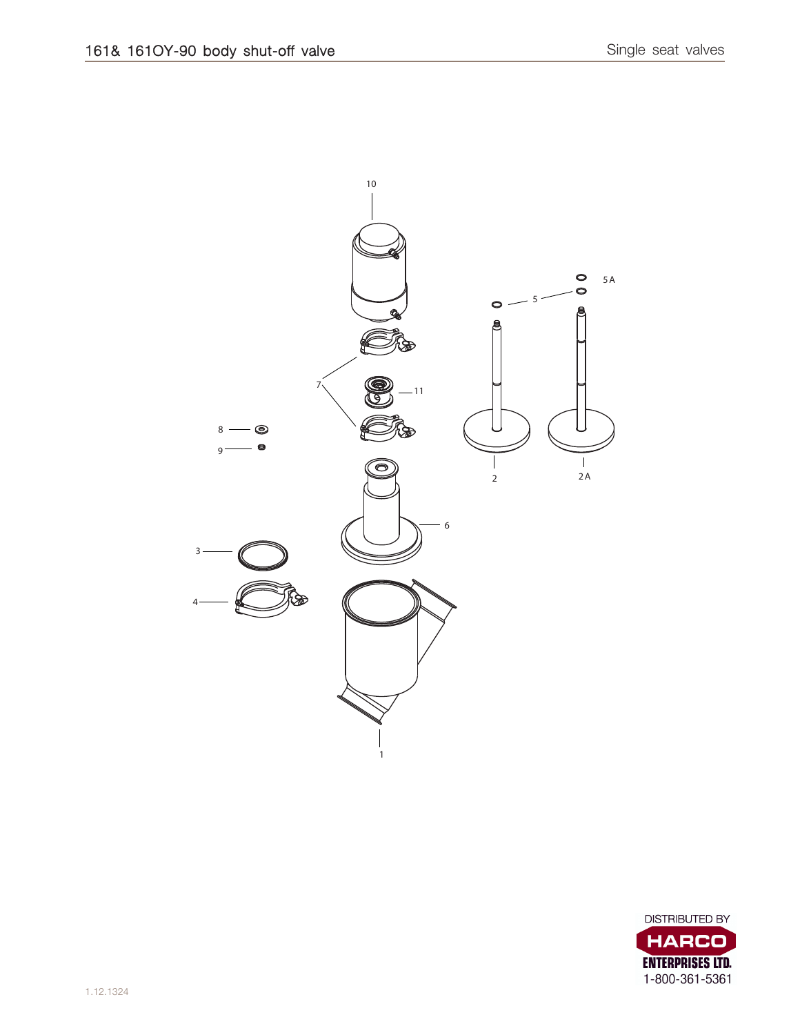# 161& 161OY-90 body shut-off valve

Single seat valves

10

5A

5

7

11

8

9

2

2A

6

3

4

1

DISTRIBUTED BY
HARCO
ENTERPRISES LTD.
1-800-361-5361

1.12.1324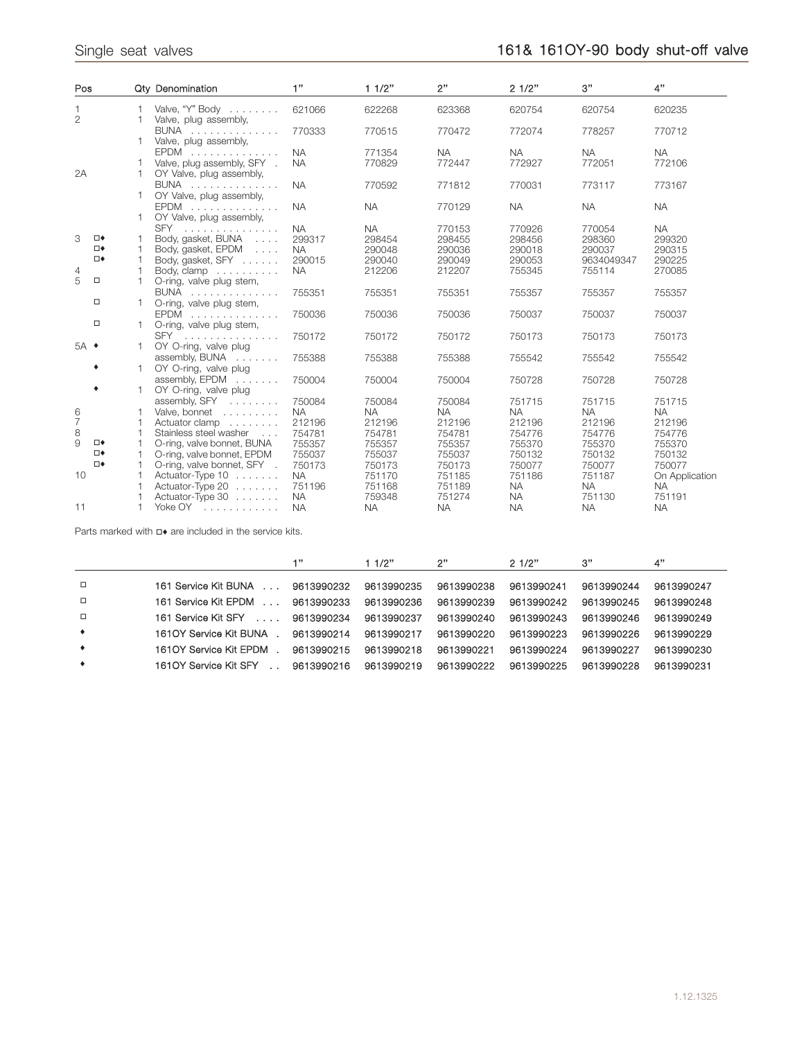# Single seat valves

## 161& 161OY-90 body shut-off valve

| Pos | | Qty | Denomination | 1" | 1 1/2" | 2" | 2 1/2" | 3" | 4" |
|---|---|---|---|---|---|---|---|---|---|
| 1 | | 1 | Valve, "Y" Body | 621066 | 622268 | 623368 | 620754 | 620754 | 620235 |
| 2 | | 1 | Valve, plug assembly, BUNA | 770333 | 770515 | 770472 | 772074 | 778257 | 770712 |
| | | 1 | Valve, plug assembly, EPDM | NA | 771354 | NA | NA | NA | NA |
| | | 1 | Valve, plug assembly, SFY | NA | 770829 | 772447 | 772927 | 772051 | 772106 |
| 2A | | 1 | OY Valve, plug assembly, BUNA | NA | 770592 | 771812 | 770031 | 773117 | 773167 |
| | | 1 | OY Valve, plug assembly, EPDM | NA | NA | 770129 | NA | NA | NA |
| | | 1 | OY Valve, plug assembly, SFY | NA | NA | 770153 | 770926 | 770054 | NA |
| 3 | □♦ | 1 | Body, gasket, BUNA | 299317 | 298454 | 298455 | 298456 | 298360 | 299320 |
| | □♦ | 1 | Body, gasket, EPDM | NA | 290048 | 290036 | 290018 | 290037 | 290315 |
| | □♦ | 1 | Body, gasket, SFY | 290015 | 290040 | 290049 | 290053 | 9634049347 | 290225 |
| 4 | | 1 | Body, clamp | NA | 212206 | 212207 | 755345 | 755114 | 270085 |
| 5 | □ | 1 | O-ring, valve plug stem, BUNA | 755351 | 755351 | 755351 | 755357 | 755357 | 755357 |
| | □ | 1 | O-ring, valve plug stem, EPDM | 750036 | 750036 | 750036 | 750037 | 750037 | 750037 |
| | □ | 1 | O-ring, valve plug stem, SFY | 750172 | 750172 | 750172 | 750173 | 750173 | 750173 |
| 5A | ♦ | 1 | OY O-ring, valve plug assembly, BUNA | 755388 | 755388 | 755388 | 755542 | 755542 | 755542 |
| | ♦ | 1 | OY O-ring, valve plug assembly, EPDM | 750004 | 750004 | 750004 | 750728 | 750728 | 750728 |
| | ♦ | 1 | OY O-ring, valve plug assembly, SFY | 750084 | 750084 | 750084 | 751715 | 751715 | 751715 |
| 6 | | 1 | Valve, bonnet | NA | NA | NA | NA | NA | NA |
| 7 | | 1 | Actuator clamp | 212196 | 212196 | 212196 | 212196 | 212196 | 212196 |
| 8 | | 1 | Stainless steel washer | 754781 | 754781 | 754781 | 754776 | 754776 | 754776 |
| 9 | □♦ | 1 | O-ring, valve bonnet, BUNA | 755357 | 755357 | 755357 | 755370 | 755370 | 755370 |
| | □♦ | 1 | O-ring, valve bonnet, EPDM | 755037 | 755037 | 755037 | 750132 | 750132 | 750132 |
| | □♦ | 1 | O-ring, valve bonnet, SFY | 750173 | 750173 | 750173 | 750077 | 750077 | 750077 |
| 10 | | 1 | Actuator-Type 10 | NA | 751170 | 751185 | 751186 | 751187 | On Application |
| | | 1 | Actuator-Type 20 | 751196 | 751168 | 751189 | NA | NA | NA |
| | | 1 | Actuator-Type 30 | NA | 759348 | 751274 | NA | 751130 | 751191 |
| 11 | | 1 | Yoke OY | NA | NA | NA | NA | NA | NA |

Parts marked with □♦ are included in the service kits.

| | | 1" | 1 1/2" | 2" | 2 1/2" | 3" | 4" |
|---|---|---|---|---|---|---|---|
| □ | 161 Service Kit BUNA | 9613990232 | 9613990235 | 9613990238 | 9613990241 | 9613990244 | 9613990247 |
| □ | 161 Service Kit EPDM | 9613990233 | 9613990236 | 9613990239 | 9613990242 | 9613990245 | 9613990248 |
| □ | 161 Service Kit SFY | 9613990234 | 9613990237 | 9613990240 | 9613990243 | 9613990246 | 9613990249 |
| ♦ | 161OY Service Kit BUNA | 9613990214 | 9613990217 | 9613990220 | 9613990223 | 9613990226 | 9613990229 |
| ♦ | 161OY Service Kit EPDM | 9613990215 | 9613990218 | 9613990221 | 9613990224 | 9613990227 | 9613990230 |
| ♦ | 161OY Service Kit SFY | 9613990216 | 9613990219 | 9613990222 | 9613990225 | 9613990228 | 9613990231 |

1.12.1325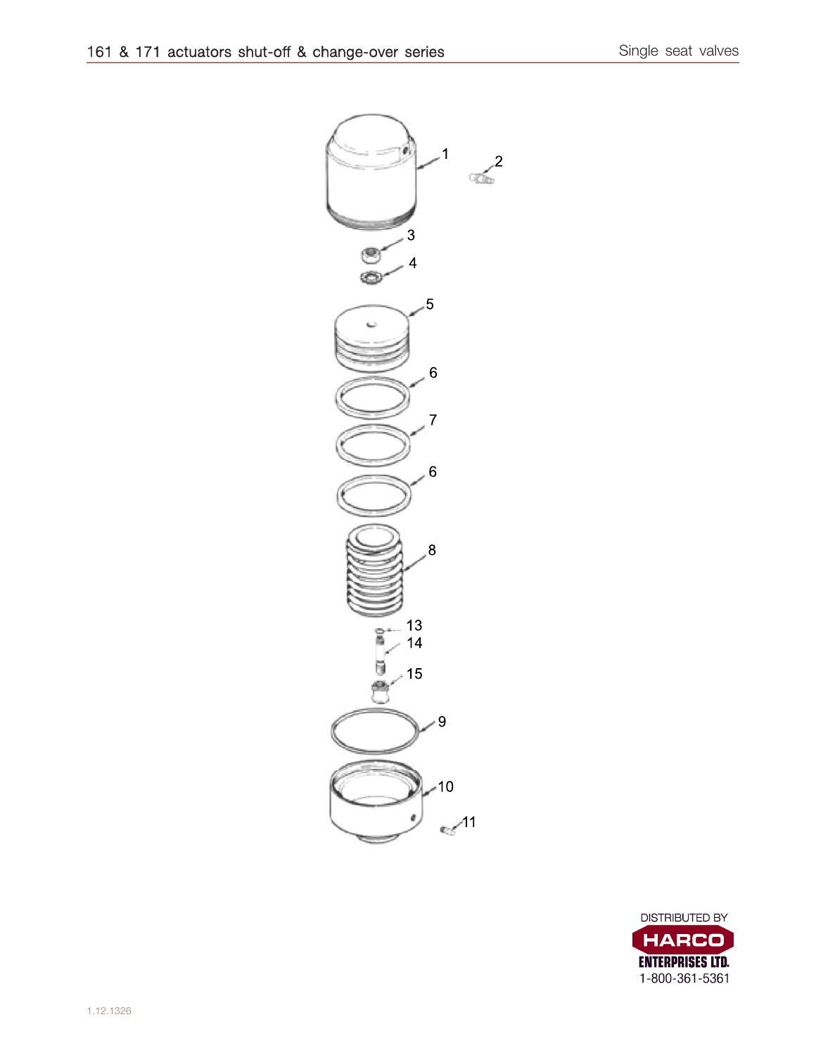1

2

3

4

5

6

7

6

8

13

14

15

9

10

11

DISTRIBUTED BY

HARCO

ENTERPRISES LTD.

1-800-361-5361

1.12.1326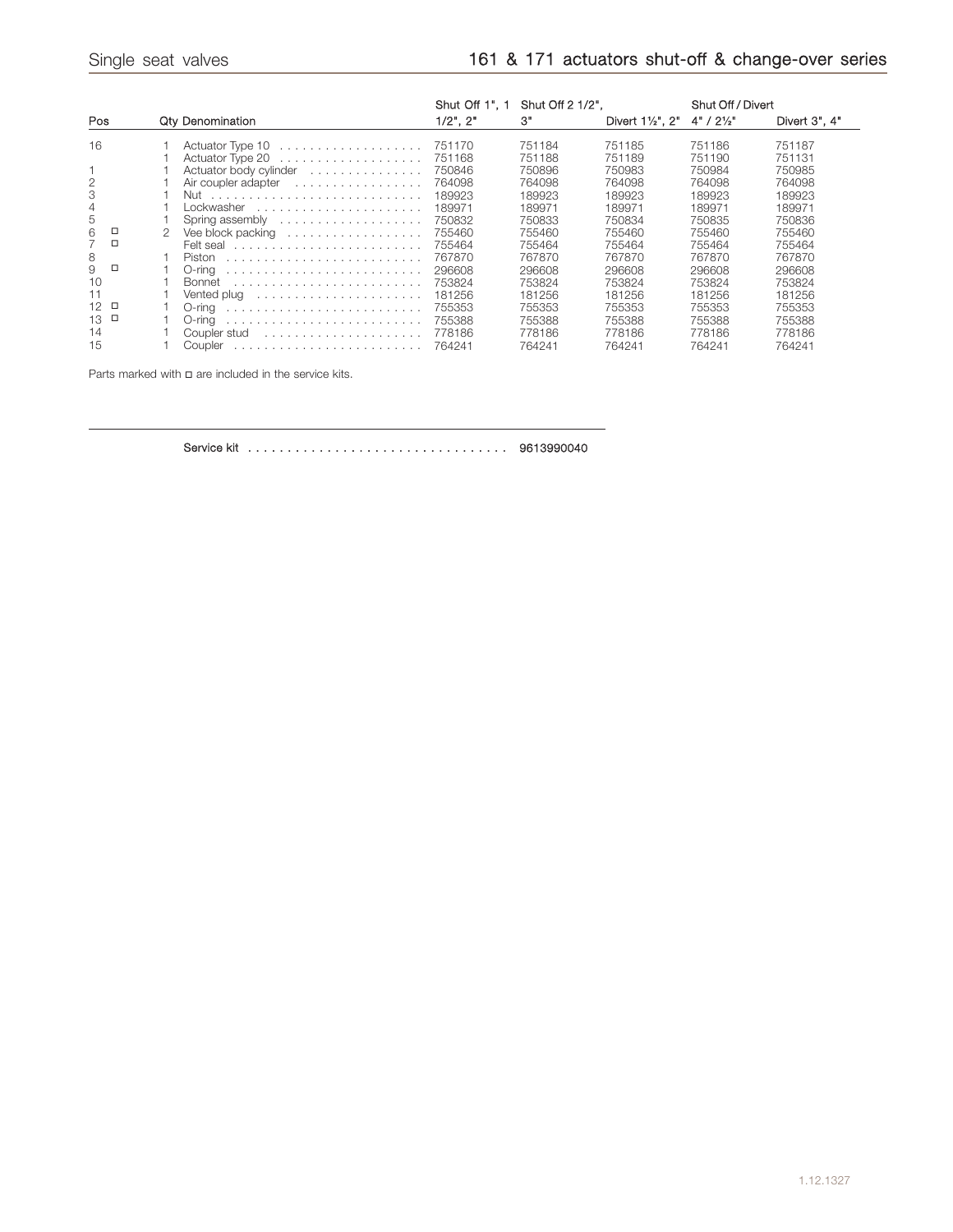Single seat valves

# 161 & 171 actuators shut-off & change-over series

| Pos | | Qty | Denomination | Shut Off 1", 1 1/2", 2" | Shut Off 2 1/2", 3" | Divert 1½", 2" | Shut Off / Divert 4" / 2½" | Divert 3", 4" |
|---|---|---|---|---|---|---|---|---|
| 16 | | 1 | Actuator Type 10 | 751170 | 751184 | 751185 | 751186 | 751187 |
| | | 1 | Actuator Type 20 | 751168 | 751188 | 751189 | 751190 | 751131 |
| 1 | | 1 | Actuator body cylinder | 750846 | 750896 | 750983 | 750984 | 750985 |
| 2 | | 1 | Air coupler adapter | 764098 | 764098 | 764098 | 764098 | 764098 |
| 3 | | 1 | Nut | 189923 | 189923 | 189923 | 189923 | 189923 |
| 4 | | 1 | Lockwasher | 189971 | 189971 | 189971 | 189971 | 189971 |
| 5 | | 1 | Spring assembly | 750832 | 750833 | 750834 | 750835 | 750836 |
| 6 | □ | 2 | Vee block packing | 755460 | 755460 | 755460 | 755460 | 755460 |
| 7 | □ | | Felt seal | 755464 | 755464 | 755464 | 755464 | 755464 |
| 8 | | 1 | Piston | 767870 | 767870 | 767870 | 767870 | 767870 |
| 9 | □ | 1 | O-ring | 296608 | 296608 | 296608 | 296608 | 296608 |
| 10 | | 1 | Bonnet | 753824 | 753824 | 753824 | 753824 | 753824 |
| 11 | | 1 | Vented plug | 181256 | 181256 | 181256 | 181256 | 181256 |
| 12 | □ | 1 | O-ring | 755353 | 755353 | 755353 | 755353 | 755353 |
| 13 | □ | 1 | O-ring | 755388 | 755388 | 755388 | 755388 | 755388 |
| 14 | | 1 | Coupler stud | 778186 | 778186 | 778186 | 778186 | 778186 |
| 15 | | 1 | Coupler | 764241 | 764241 | 764241 | 764241 | 764241 |

Parts marked with □ are included in the service kits.

| | |
|---|---|
| Service kit | 9613990040 |

1.12.1327